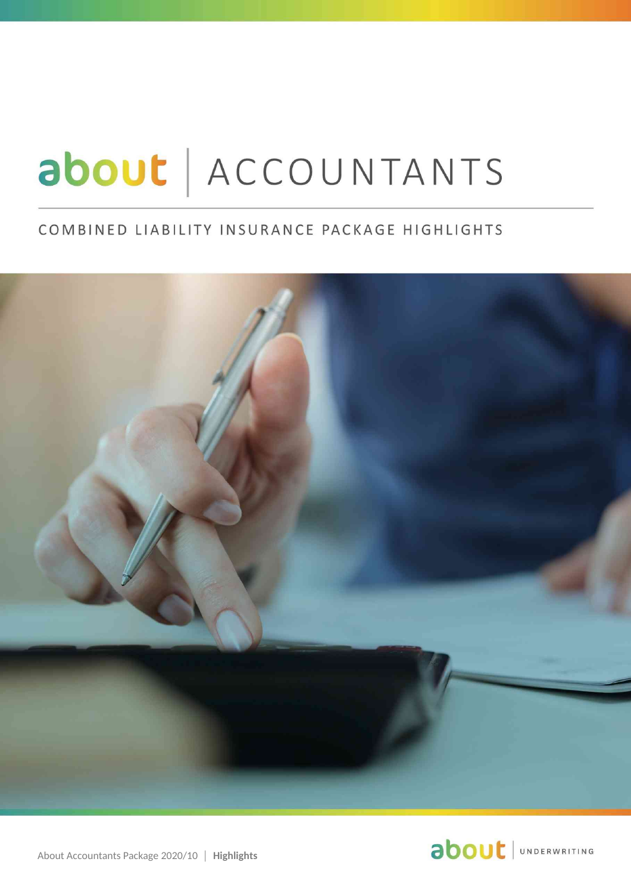# about | ACCOUNTANTS

## COMBINED LIABILITY INSURANCE PACKAGE HIGHLIGHTS

About Accountants Package 2020/10 | **Highlights**

about | UNDERWRITING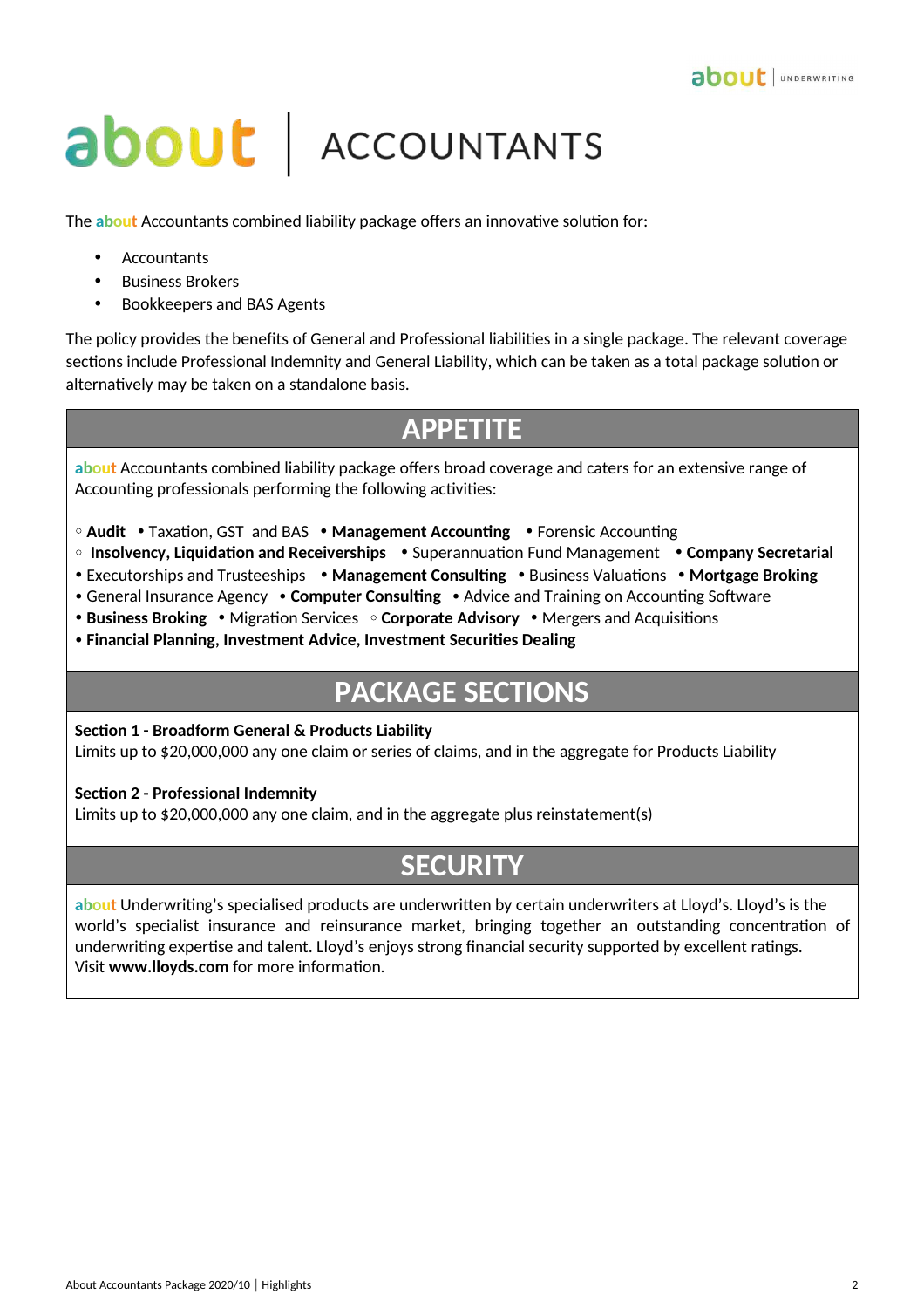# about | ACCOUNTANTS

The about Accountants combined liability package offers an innovative solution for:

- Accountants
- Business Brokers
- Bookkeepers and BAS Agents

The policy provides the benefits of General and Professional liabilities in a single package. The relevant coverage sections include Professional Indemnity and General Liability, which can be taken as a total package solution or alternatively may be taken on a standalone basis.

## APPETITE

about Accountants combined liability package offers broad coverage and caters for an extensive range of Accounting professionals performing the following activities:

◦ **Audit** • Taxation, GST and BAS • **Management Accounting** • Forensic Accounting
◦ **Insolvency, Liquidation and Receiverships** • Superannuation Fund Management • **Company Secretarial**
• Executorships and Trusteeships • **Management Consulting** • Business Valuations • **Mortgage Broking**
• General Insurance Agency • **Computer Consulting** • Advice and Training on Accounting Software
• **Business Broking** • Migration Services ◦ **Corporate Advisory** • Mergers and Acquisitions
• **Financial Planning, Investment Advice, Investment Securities Dealing**

## PACKAGE SECTIONS

**Section 1 - Broadform General & Products Liability**
Limits up to $20,000,000 any one claim or series of claims, and in the aggregate for Products Liability

**Section 2 - Professional Indemnity**
Limits up to $20,000,000 any one claim, and in the aggregate plus reinstatement(s)

## SECURITY

about Underwriting's specialised products are underwritten by certain underwriters at Lloyd's. Lloyd's is the world's specialist insurance and reinsurance market, bringing together an outstanding concentration of underwriting expertise and talent. Lloyd's enjoys strong financial security supported by excellent ratings.
Visit **www.lloyds.com** for more information.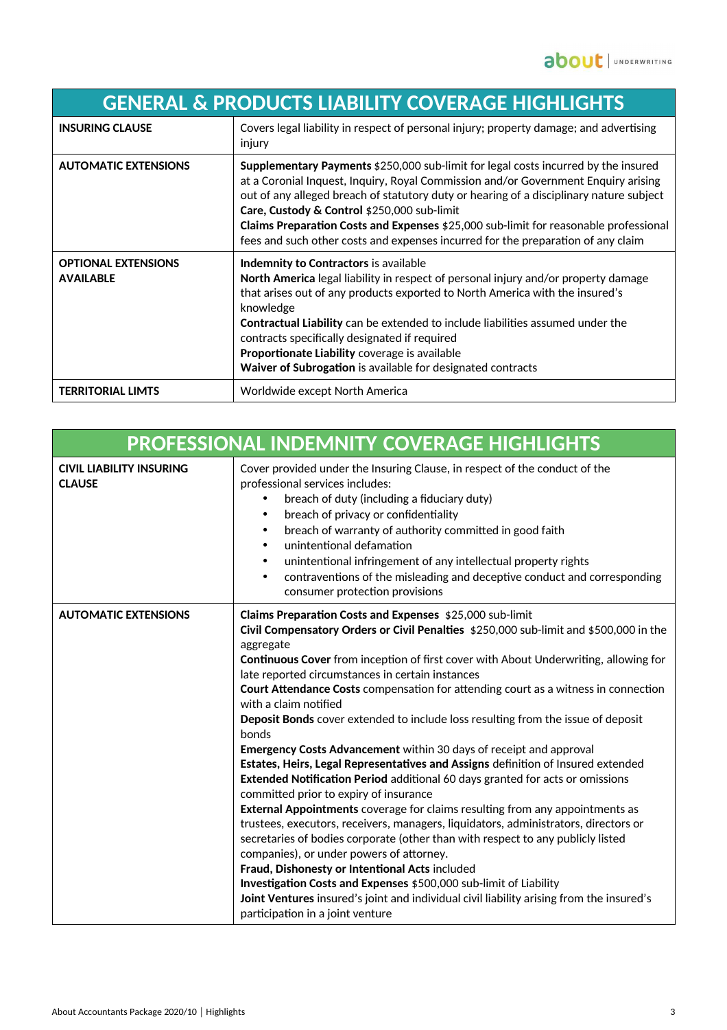| GENERAL & PRODUCTS LIABILITY COVERAGE HIGHLIGHTS | |
|---|---|
| **INSURING CLAUSE** | Covers legal liability in respect of personal injury; property damage; and advertising injury |
| **AUTOMATIC EXTENSIONS** | **Supplementary Payments** $250,000 sub-limit for legal costs incurred by the insured at a Coronial Inquest, Inquiry, Royal Commission and/or Government Enquiry arising out of any alleged breach of statutory duty or hearing of a disciplinary nature subject<br>**Care, Custody & Control** $250,000 sub-limit<br>**Claims Preparation Costs and Expenses** $25,000 sub-limit for reasonable professional fees and such other costs and expenses incurred for the preparation of any claim |
| **OPTIONAL EXTENSIONS AVAILABLE** | **Indemnity to Contractors** is available<br>**North America** legal liability in respect of personal injury and/or property damage that arises out of any products exported to North America with the insured's knowledge<br>**Contractual Liability** can be extended to include liabilities assumed under the contracts specifically designated if required<br>**Proportionate Liability** coverage is available<br>**Waiver of Subrogation** is available for designated contracts |
| **TERRITORIAL LIMTS** | Worldwide except North America |

| PROFESSIONAL INDEMNITY COVERAGE HIGHLIGHTS | |
|---|---|
| **CIVIL LIABILITY INSURING CLAUSE** | Cover provided under the Insuring Clause, in respect of the conduct of the professional services includes:<br>• breach of duty (including a fiduciary duty)<br>• breach of privacy or confidentiality<br>• breach of warranty of authority committed in good faith<br>• unintentional defamation<br>• unintentional infringement of any intellectual property rights<br>• contraventions of the misleading and deceptive conduct and corresponding consumer protection provisions |
| **AUTOMATIC EXTENSIONS** | **Claims Preparation Costs and Expenses** $25,000 sub-limit<br>**Civil Compensatory Orders or Civil Penalties** $250,000 sub-limit and $500,000 in the aggregate<br>**Continuous Cover** from inception of first cover with About Underwriting, allowing for late reported circumstances in certain instances<br>**Court Attendance Costs** compensation for attending court as a witness in connection with a claim notified<br>**Deposit Bonds** cover extended to include loss resulting from the issue of deposit bonds<br>**Emergency Costs Advancement** within 30 days of receipt and approval<br>**Estates, Heirs, Legal Representatives and Assigns** definition of Insured extended<br>**Extended Notification Period** additional 60 days granted for acts or omissions committed prior to expiry of insurance<br>**External Appointments** coverage for claims resulting from any appointments as trustees, executors, receivers, managers, liquidators, administrators, directors or secretaries of bodies corporate (other than with respect to any publicly listed companies), or under powers of attorney.<br>**Fraud, Dishonesty or Intentional Acts** included<br>**Investigation Costs and Expenses** $500,000 sub-limit of Liability<br>**Joint Ventures** insured's joint and individual civil liability arising from the insured's participation in a joint venture |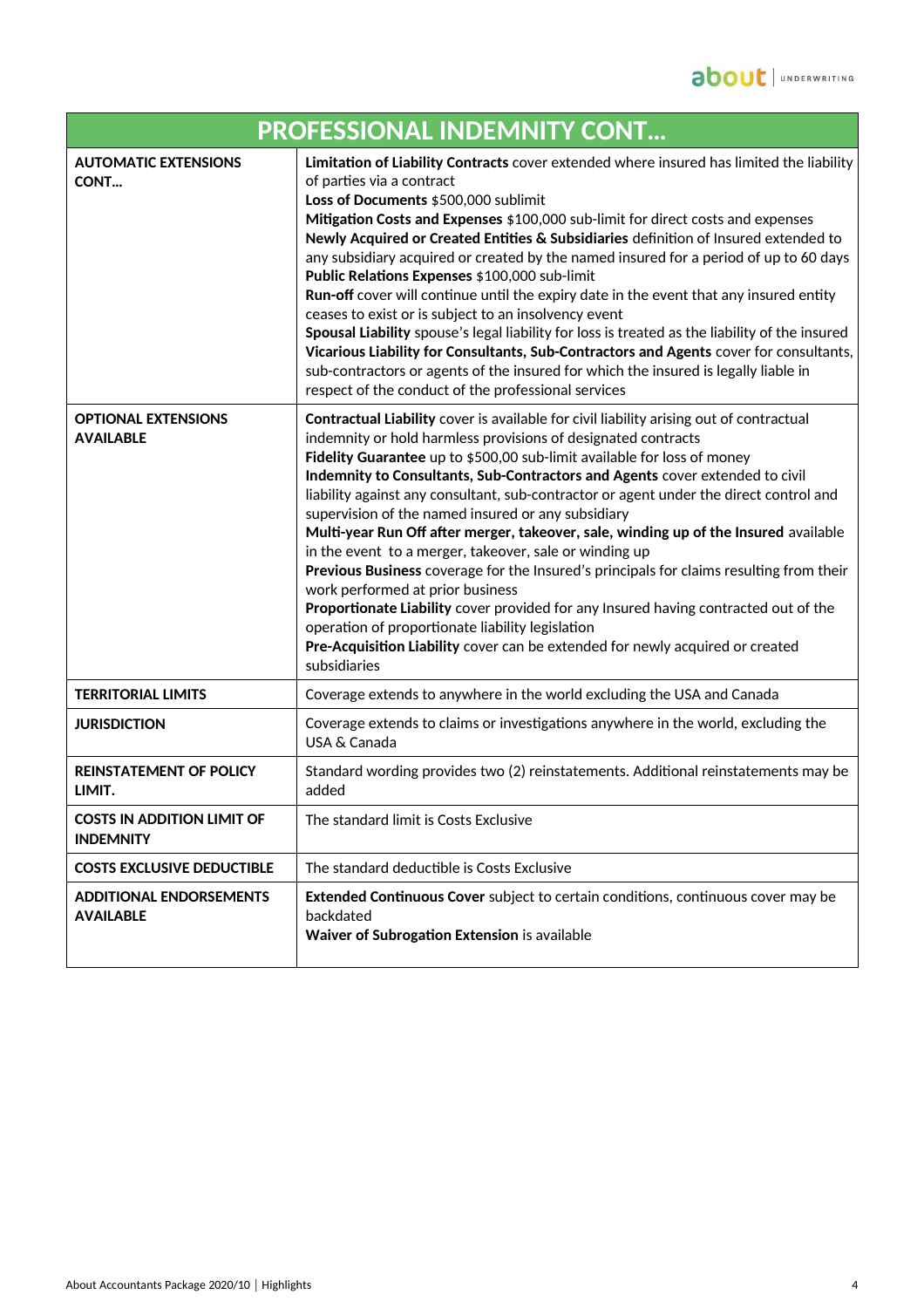| PROFESSIONAL INDEMNITY CONT… | |
|---|---|
| **AUTOMATIC EXTENSIONS CONT…** | **Limitation of Liability Contracts** cover extended where insured has limited the liability of parties via a contract<br>**Loss of Documents** $500,000 sublimit<br>**Mitigation Costs and Expenses** $100,000 sub-limit for direct costs and expenses<br>**Newly Acquired or Created Entities & Subsidiaries** definition of Insured extended to any subsidiary acquired or created by the named insured for a period of up to 60 days<br>**Public Relations Expenses** $100,000 sub-limit<br>**Run-off** cover will continue until the expiry date in the event that any insured entity ceases to exist or is subject to an insolvency event<br>**Spousal Liability** spouse's legal liability for loss is treated as the liability of the insured<br>**Vicarious Liability for Consultants, Sub-Contractors and Agents** cover for consultants, sub-contractors or agents of the insured for which the insured is legally liable in respect of the conduct of the professional services |
| **OPTIONAL EXTENSIONS AVAILABLE** | **Contractual Liability** cover is available for civil liability arising out of contractual indemnity or hold harmless provisions of designated contracts<br>**Fidelity Guarantee** up to $500,00 sub-limit available for loss of money<br>**Indemnity to Consultants, Sub-Contractors and Agents** cover extended to civil liability against any consultant, sub-contractor or agent under the direct control and supervision of the named insured or any subsidiary<br>**Multi-year Run Off after merger, takeover, sale, winding up of the Insured** available in the event to a merger, takeover, sale or winding up<br>**Previous Business** coverage for the Insured's principals for claims resulting from their work performed at prior business<br>**Proportionate Liability** cover provided for any Insured having contracted out of the operation of proportionate liability legislation<br>**Pre-Acquisition Liability** cover can be extended for newly acquired or created subsidiaries |
| **TERRITORIAL LIMITS** | Coverage extends to anywhere in the world excluding the USA and Canada |
| **JURISDICTION** | Coverage extends to claims or investigations anywhere in the world, excluding the USA & Canada |
| **REINSTATEMENT OF POLICY LIMIT.** | Standard wording provides two (2) reinstatements. Additional reinstatements may be added |
| **COSTS IN ADDITION LIMIT OF INDEMNITY** | The standard limit is Costs Exclusive |
| **COSTS EXCLUSIVE DEDUCTIBLE** | The standard deductible is Costs Exclusive |
| **ADDITIONAL ENDORSEMENTS AVAILABLE** | **Extended Continuous Cover** subject to certain conditions, continuous cover may be backdated<br>**Waiver of Subrogation Extension** is available |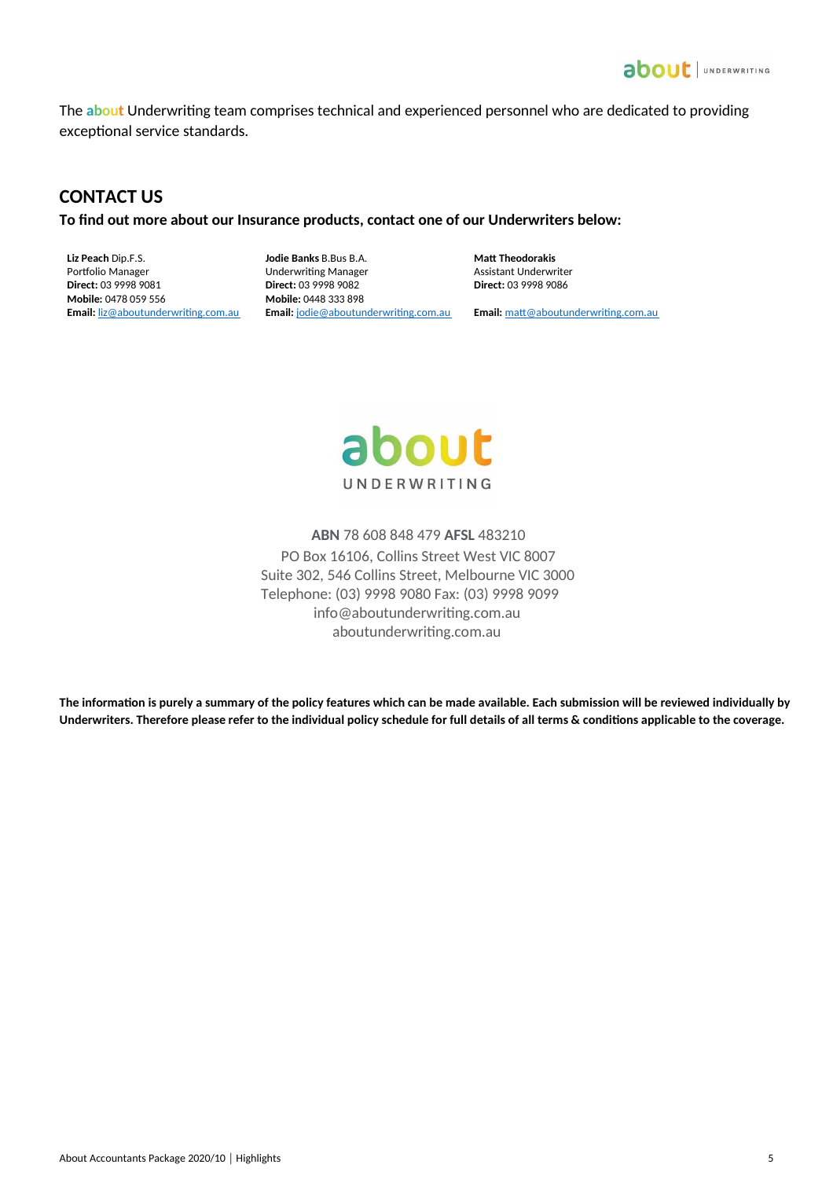The **about** Underwriting team comprises technical and experienced personnel who are dedicated to providing exceptional service standards.

## CONTACT US

**To find out more about our Insurance products, contact one of our Underwriters below:**

**Liz Peach** Dip.F.S.
Portfolio Manager
**Direct:** 03 9998 9081
**Mobile:** 0478 059 556
**Email:** liz@aboutunderwriting.com.au

**Jodie Banks** B.Bus B.A.
Underwriting Manager
**Direct:** 03 9998 9082
**Mobile:** 0448 333 898
**Email:** jodie@aboutunderwriting.com.au

**Matt Theodorakis**
Assistant Underwriter
**Direct:** 03 9998 9086
**Email:** matt@aboutunderwriting.com.au

about
UNDERWRITING

**ABN** 78 608 848 479 **AFSL** 483210
PO Box 16106, Collins Street West VIC 8007
Suite 302, 546 Collins Street, Melbourne VIC 3000
Telephone: (03) 9998 9080 Fax: (03) 9998 9099
info@aboutunderwriting.com.au
aboutunderwriting.com.au

**The information is purely a summary of the policy features which can be made available. Each submission will be reviewed individually by Underwriters. Therefore please refer to the individual policy schedule for full details of all terms & conditions applicable to the coverage.**